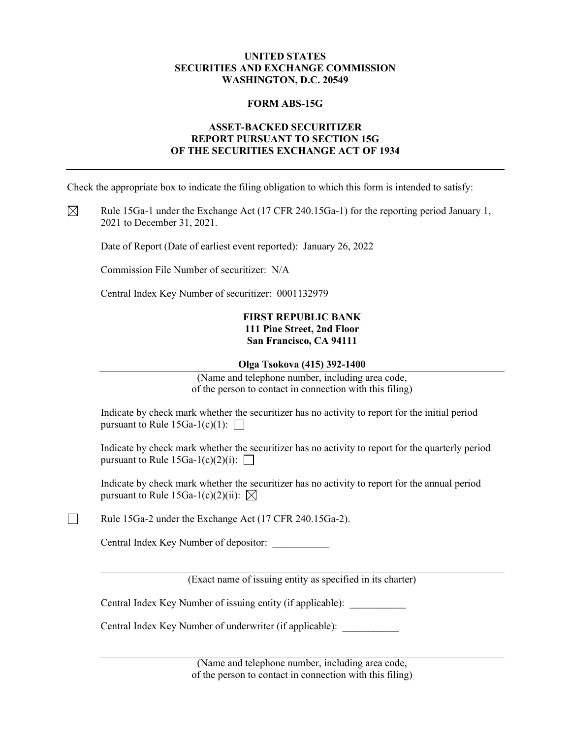**UNITED STATES**
**SECURITIES AND EXCHANGE COMMISSION**
**WASHINGTON, D.C. 20549**

**FORM ABS-15G**

**ASSET-BACKED SECURITIZER**
**REPORT PURSUANT TO SECTION 15G**
**OF THE SECURITIES EXCHANGE ACT OF 1934**

---

Check the appropriate box to indicate the filing obligation to which this form is intended to satisfy:

☒ Rule 15Ga-1 under the Exchange Act (17 CFR 240.15Ga-1) for the reporting period January 1, 2021 to December 31, 2021.

Date of Report (Date of earliest event reported): January 26, 2022

Commission File Number of securitizer: N/A

Central Index Key Number of securitizer: 0001132979

**FIRST REPUBLIC BANK**
**111 Pine Street, 2nd Floor**
**San Francisco, CA 94111**

**Olga Tsokova (415) 392-1400**

(Name and telephone number, including area code, of the person to contact in connection with this filing)

Indicate by check mark whether the securitizer has no activity to report for the initial period pursuant to Rule 15Ga-1(c)(1): ☐

Indicate by check mark whether the securitizer has no activity to report for the quarterly period pursuant to Rule 15Ga-1(c)(2)(i): ☐

Indicate by check mark whether the securitizer has no activity to report for the annual period pursuant to Rule 15Ga-1(c)(2)(ii): ☒

☐ Rule 15Ga-2 under the Exchange Act (17 CFR 240.15Ga-2).

Central Index Key Number of depositor: \_\_\_\_\_\_\_\_\_\_\_

(Exact name of issuing entity as specified in its charter)

Central Index Key Number of issuing entity (if applicable): \_\_\_\_\_\_\_\_\_\_\_

Central Index Key Number of underwriter (if applicable): \_\_\_\_\_\_\_\_\_\_\_

(Name and telephone number, including area code, of the person to contact in connection with this filing)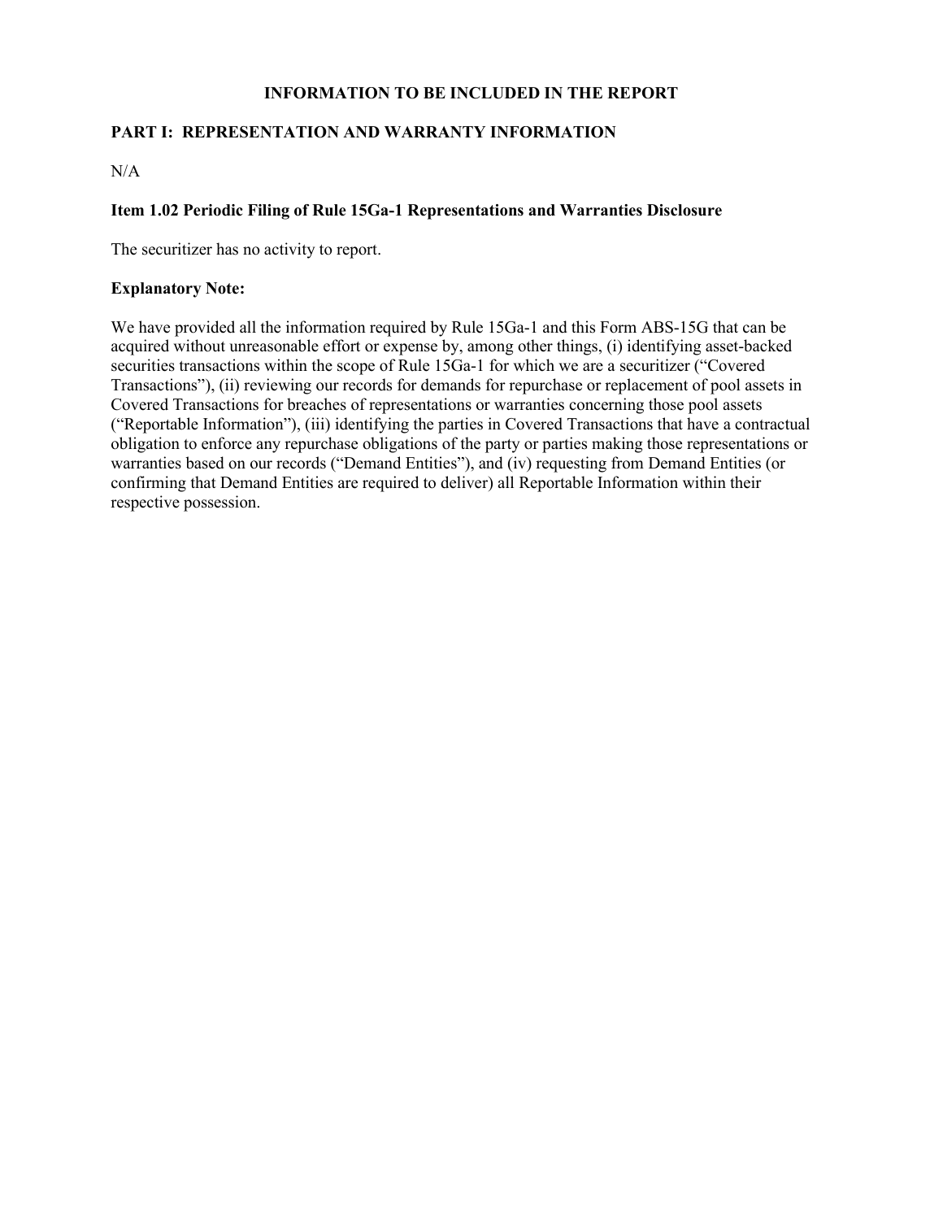## INFORMATION TO BE INCLUDED IN THE REPORT

### PART I: REPRESENTATION AND WARRANTY INFORMATION

N/A

**Item 1.02 Periodic Filing of Rule 15Ga-1 Representations and Warranties Disclosure**

The securitizer has no activity to report.

**Explanatory Note:**

We have provided all the information required by Rule 15Ga-1 and this Form ABS-15G that can be acquired without unreasonable effort or expense by, among other things, (i) identifying asset-backed securities transactions within the scope of Rule 15Ga-1 for which we are a securitizer ("Covered Transactions"), (ii) reviewing our records for demands for repurchase or replacement of pool assets in Covered Transactions for breaches of representations or warranties concerning those pool assets ("Reportable Information"), (iii) identifying the parties in Covered Transactions that have a contractual obligation to enforce any repurchase obligations of the party or parties making those representations or warranties based on our records ("Demand Entities"), and (iv) requesting from Demand Entities (or confirming that Demand Entities are required to deliver) all Reportable Information within their respective possession.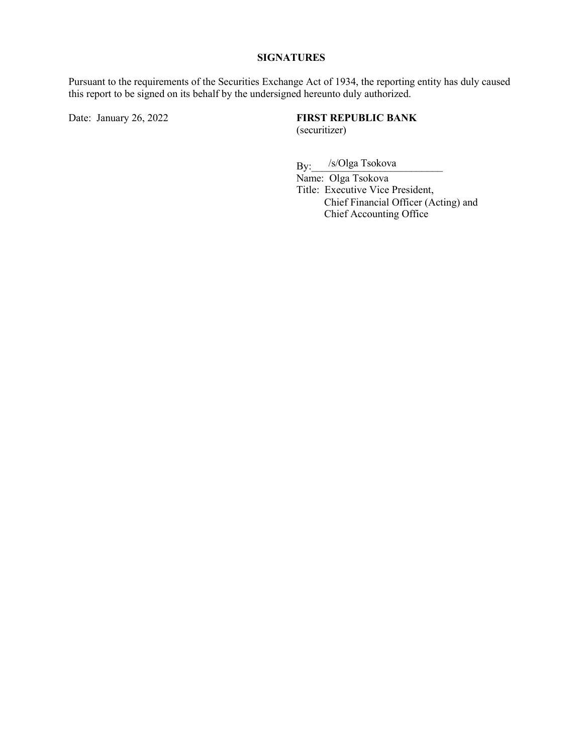**SIGNATURES**

Pursuant to the requirements of the Securities Exchange Act of 1934, the reporting entity has duly caused this report to be signed on its behalf by the undersigned hereunto duly authorized.

Date: January 26, 2022

**FIRST REPUBLIC BANK**
(securitizer)

By: /s/Olga Tsokova
Name: Olga Tsokova
Title: Executive Vice President,
Chief Financial Officer (Acting) and
Chief Accounting Office